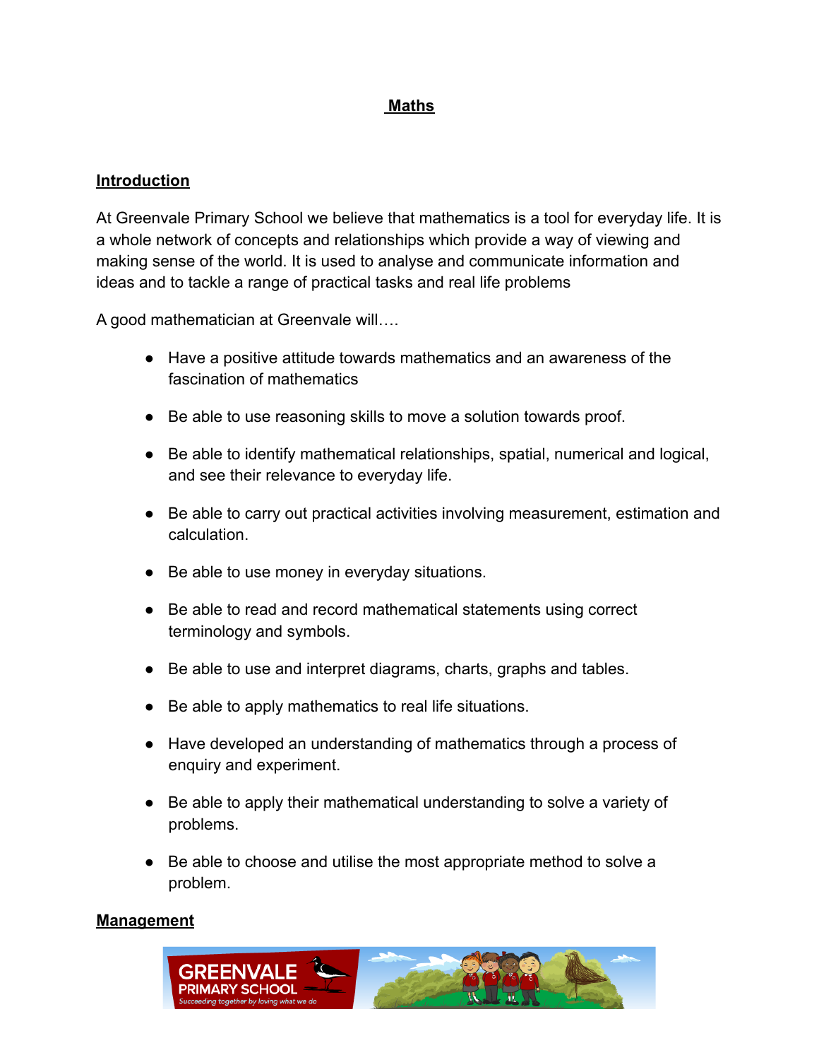# Maths

## Introduction

At Greenvale Primary School we believe that mathematics is a tool for everyday life. It is a whole network of concepts and relationships which provide a way of viewing and making sense of the world. It is used to analyse and communicate information and ideas and to tackle a range of practical tasks and real life problems

A good mathematician at Greenvale will….

- Have a positive attitude towards mathematics and an awareness of the fascination of mathematics
- Be able to use reasoning skills to move a solution towards proof.
- Be able to identify mathematical relationships, spatial, numerical and logical, and see their relevance to everyday life.
- Be able to carry out practical activities involving measurement, estimation and calculation.
- Be able to use money in everyday situations.
- Be able to read and record mathematical statements using correct terminology and symbols.
- Be able to use and interpret diagrams, charts, graphs and tables.
- Be able to apply mathematics to real life situations.
- Have developed an understanding of mathematics through a process of enquiry and experiment.
- Be able to apply their mathematical understanding to solve a variety of problems.
- Be able to choose and utilise the most appropriate method to solve a problem.

## Management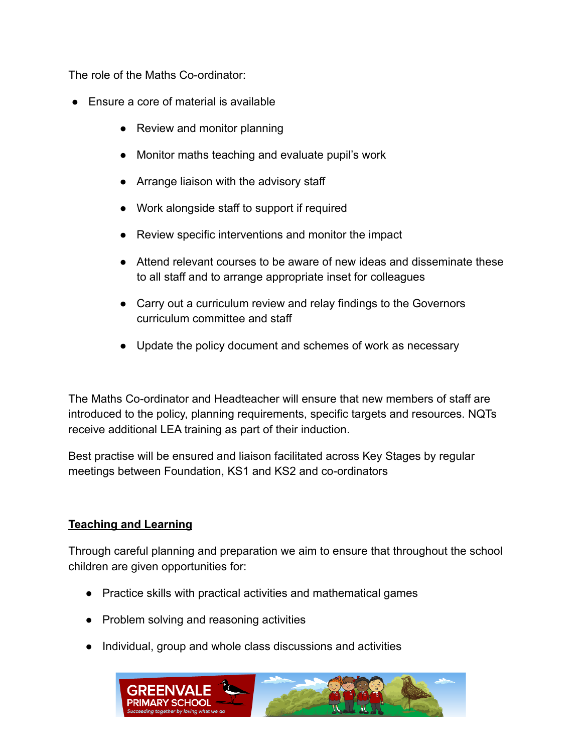The role of the Maths Co-ordinator:

- Ensure a core of material is available
  - Review and monitor planning
  - Monitor maths teaching and evaluate pupil's work
  - Arrange liaison with the advisory staff
  - Work alongside staff to support if required
  - Review specific interventions and monitor the impact
  - Attend relevant courses to be aware of new ideas and disseminate these to all staff and to arrange appropriate inset for colleagues
  - Carry out a curriculum review and relay findings to the Governors curriculum committee and staff
  - Update the policy document and schemes of work as necessary

The Maths Co-ordinator and Headteacher will ensure that new members of staff are introduced to the policy, planning requirements, specific targets and resources. NQTs receive additional LEA training as part of their induction.

Best practise will be ensured and liaison facilitated across Key Stages by regular meetings between Foundation, KS1 and KS2 and co-ordinators

**<u>Teaching and Learning</u>**

Through careful planning and preparation we aim to ensure that throughout the school children are given opportunities for:

- Practice skills with practical activities and mathematical games
- Problem solving and reasoning activities
- Individual, group and whole class discussions and activities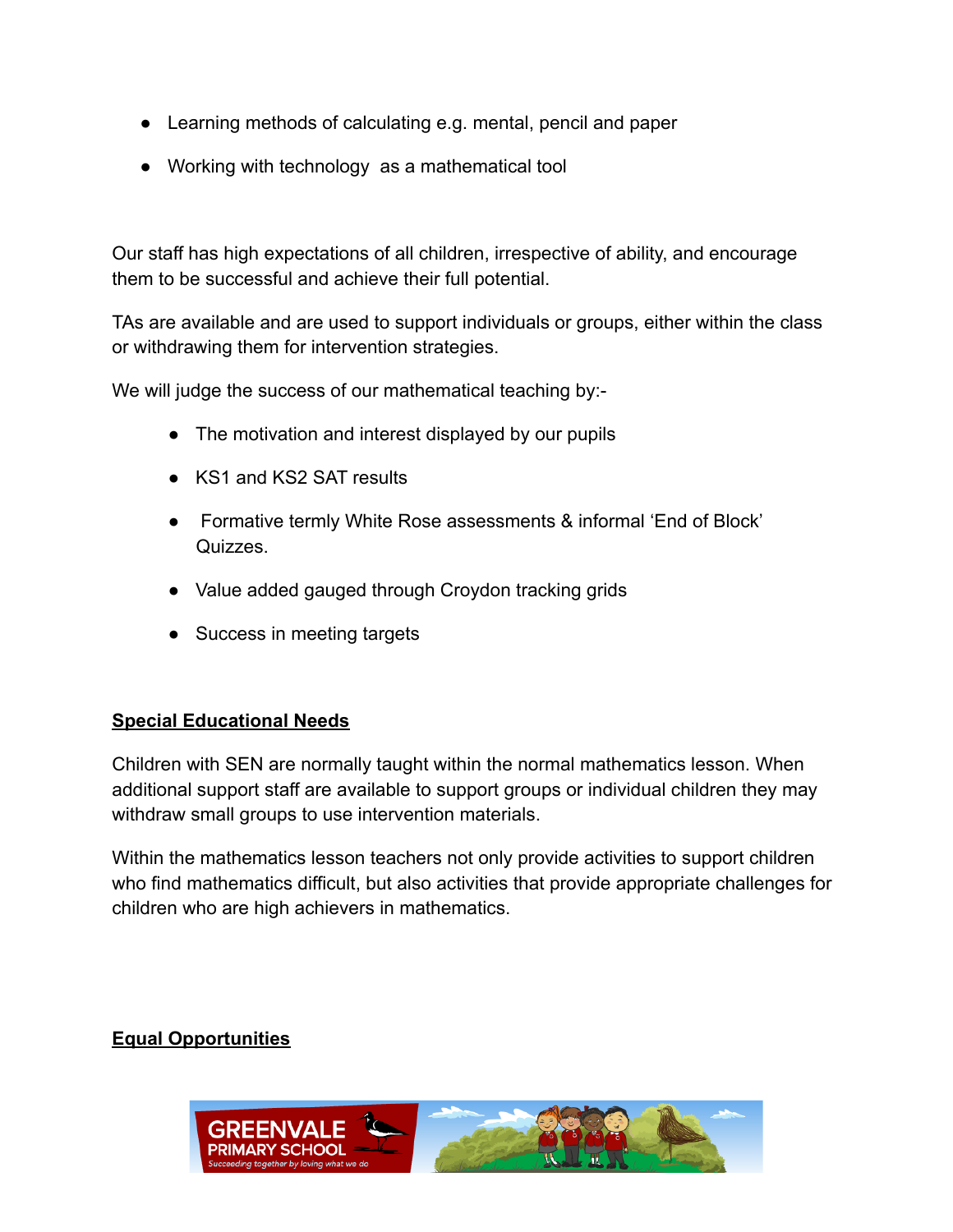- Learning methods of calculating e.g. mental, pencil and paper
- Working with technology as a mathematical tool

Our staff has high expectations of all children, irrespective of ability, and encourage them to be successful and achieve their full potential.

TAs are available and are used to support individuals or groups, either within the class or withdrawing them for intervention strategies.

We will judge the success of our mathematical teaching by:-

- The motivation and interest displayed by our pupils
- KS1 and KS2 SAT results
- Formative termly White Rose assessments & informal 'End of Block' Quizzes.
- Value added gauged through Croydon tracking grids
- Success in meeting targets

**Special Educational Needs**

Children with SEN are normally taught within the normal mathematics lesson. When additional support staff are available to support groups or individual children they may withdraw small groups to use intervention materials.

Within the mathematics lesson teachers not only provide activities to support children who find mathematics difficult, but also activities that provide appropriate challenges for children who are high achievers in mathematics.

**Equal Opportunities**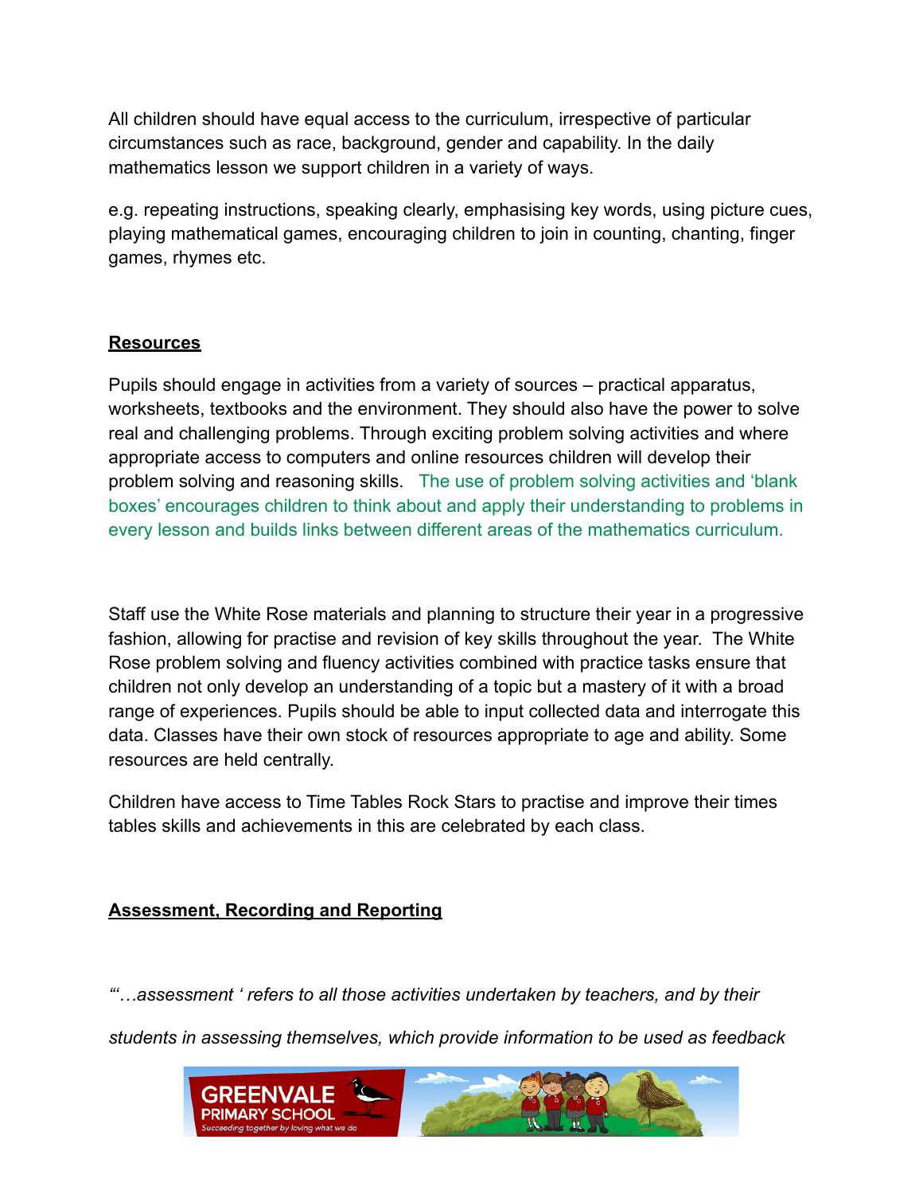All children should have equal access to the curriculum, irrespective of particular circumstances such as race, background, gender and capability. In the daily mathematics lesson we support children in a variety of ways.

e.g. repeating instructions, speaking clearly, emphasising key words, using picture cues, playing mathematical games, encouraging children to join in counting, chanting, finger games, rhymes etc.

## Resources

Pupils should engage in activities from a variety of sources – practical apparatus, worksheets, textbooks and the environment. They should also have the power to solve real and challenging problems. Through exciting problem solving activities and where appropriate access to computers and online resources children will develop their problem solving and reasoning skills. The use of problem solving activities and 'blank boxes' encourages children to think about and apply their understanding to problems in every lesson and builds links between different areas of the mathematics curriculum.

Staff use the White Rose materials and planning to structure their year in a progressive fashion, allowing for practise and revision of key skills throughout the year. The White Rose problem solving and fluency activities combined with practice tasks ensure that children not only develop an understanding of a topic but a mastery of it with a broad range of experiences. Pupils should be able to input collected data and interrogate this data. Classes have their own stock of resources appropriate to age and ability. Some resources are held centrally.

Children have access to Time Tables Rock Stars to practise and improve their times tables skills and achievements in this are celebrated by each class.

## Assessment, Recording and Reporting

*"'…assessment ' refers to all those activities undertaken by teachers, and by their*

*students in assessing themselves, which provide information to be used as feedback*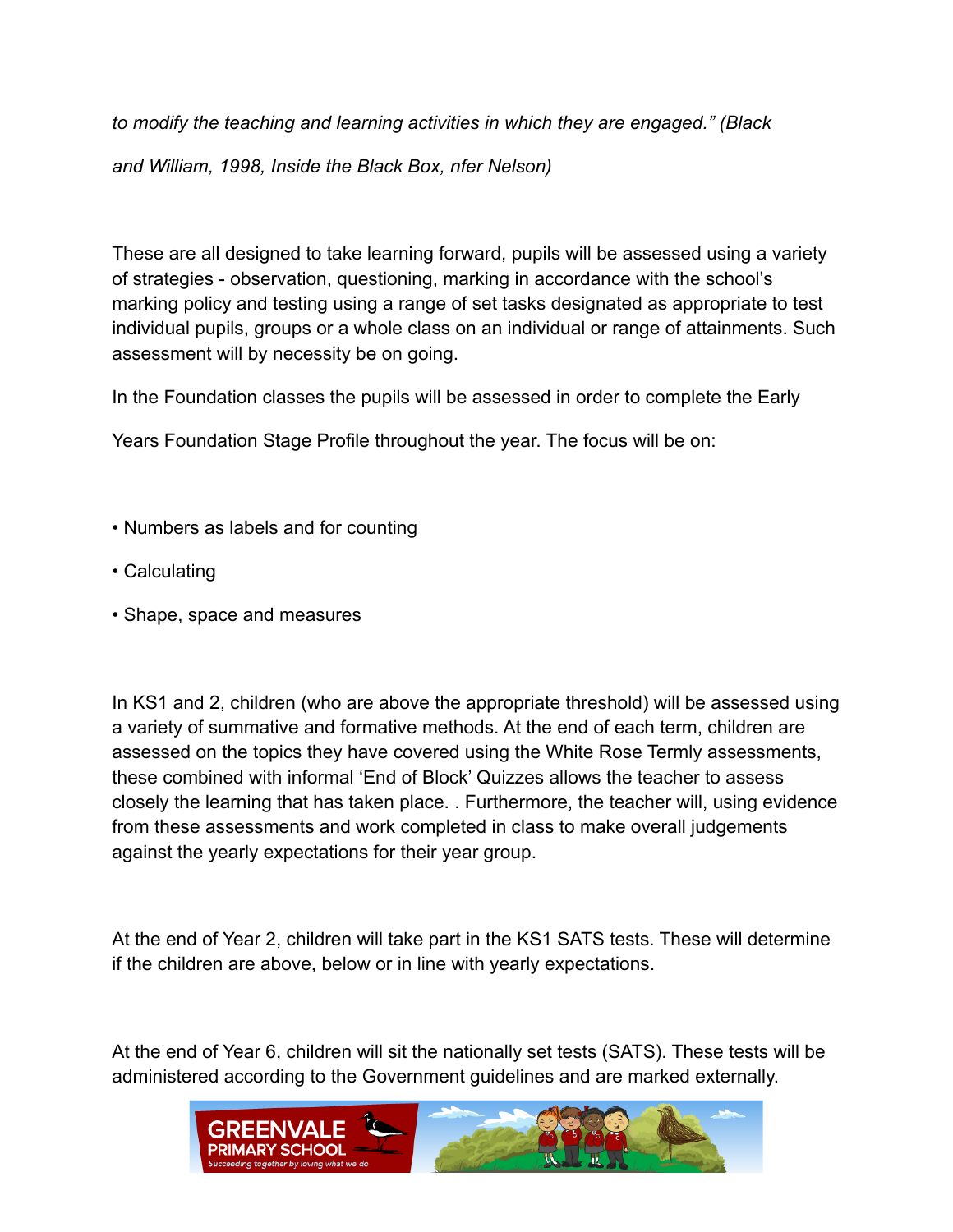*to modify the teaching and learning activities in which they are engaged." (Black and William, 1998, Inside the Black Box, nfer Nelson)*

These are all designed to take learning forward, pupils will be assessed using a variety of strategies - observation, questioning, marking in accordance with the school's marking policy and testing using a range of set tasks designated as appropriate to test individual pupils, groups or a whole class on an individual or range of attainments. Such assessment will by necessity be on going.

In the Foundation classes the pupils will be assessed in order to complete the Early Years Foundation Stage Profile throughout the year. The focus will be on:

- Numbers as labels and for counting
- Calculating
- Shape, space and measures

In KS1 and 2, children (who are above the appropriate threshold) will be assessed using a variety of summative and formative methods. At the end of each term, children are assessed on the topics they have covered using the White Rose Termly assessments, these combined with informal 'End of Block' Quizzes allows the teacher to assess closely the learning that has taken place. . Furthermore, the teacher will, using evidence from these assessments and work completed in class to make overall judgements against the yearly expectations for their year group.

At the end of Year 2, children will take part in the KS1 SATS tests. These will determine if the children are above, below or in line with yearly expectations.

At the end of Year 6, children will sit the nationally set tests (SATS). These tests will be administered according to the Government guidelines and are marked externally.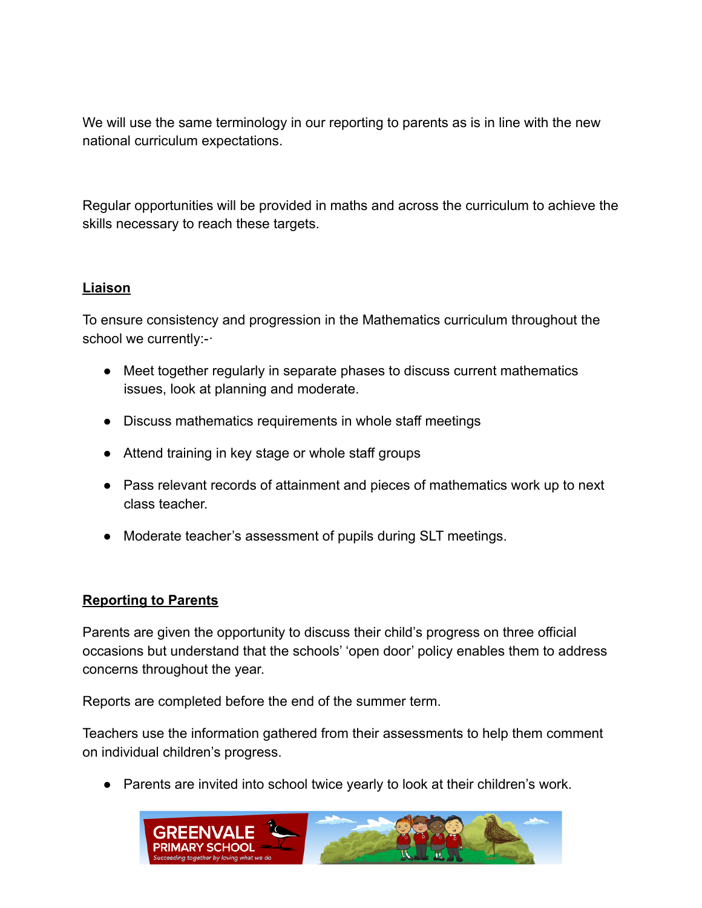We will use the same terminology in our reporting to parents as is in line with the new national curriculum expectations.

Regular opportunities will be provided in maths and across the curriculum to achieve the skills necessary to reach these targets.

**Liaison**

To ensure consistency and progression in the Mathematics curriculum throughout the school we currently:-·

- Meet together regularly in separate phases to discuss current mathematics issues, look at planning and moderate.
- Discuss mathematics requirements in whole staff meetings
- Attend training in key stage or whole staff groups
- Pass relevant records of attainment and pieces of mathematics work up to next class teacher.
- Moderate teacher's assessment of pupils during SLT meetings.

**Reporting to Parents**

Parents are given the opportunity to discuss their child's progress on three official occasions but understand that the schools' 'open door' policy enables them to address concerns throughout the year.

Reports are completed before the end of the summer term.

Teachers use the information gathered from their assessments to help them comment on individual children's progress.

- Parents are invited into school twice yearly to look at their children's work.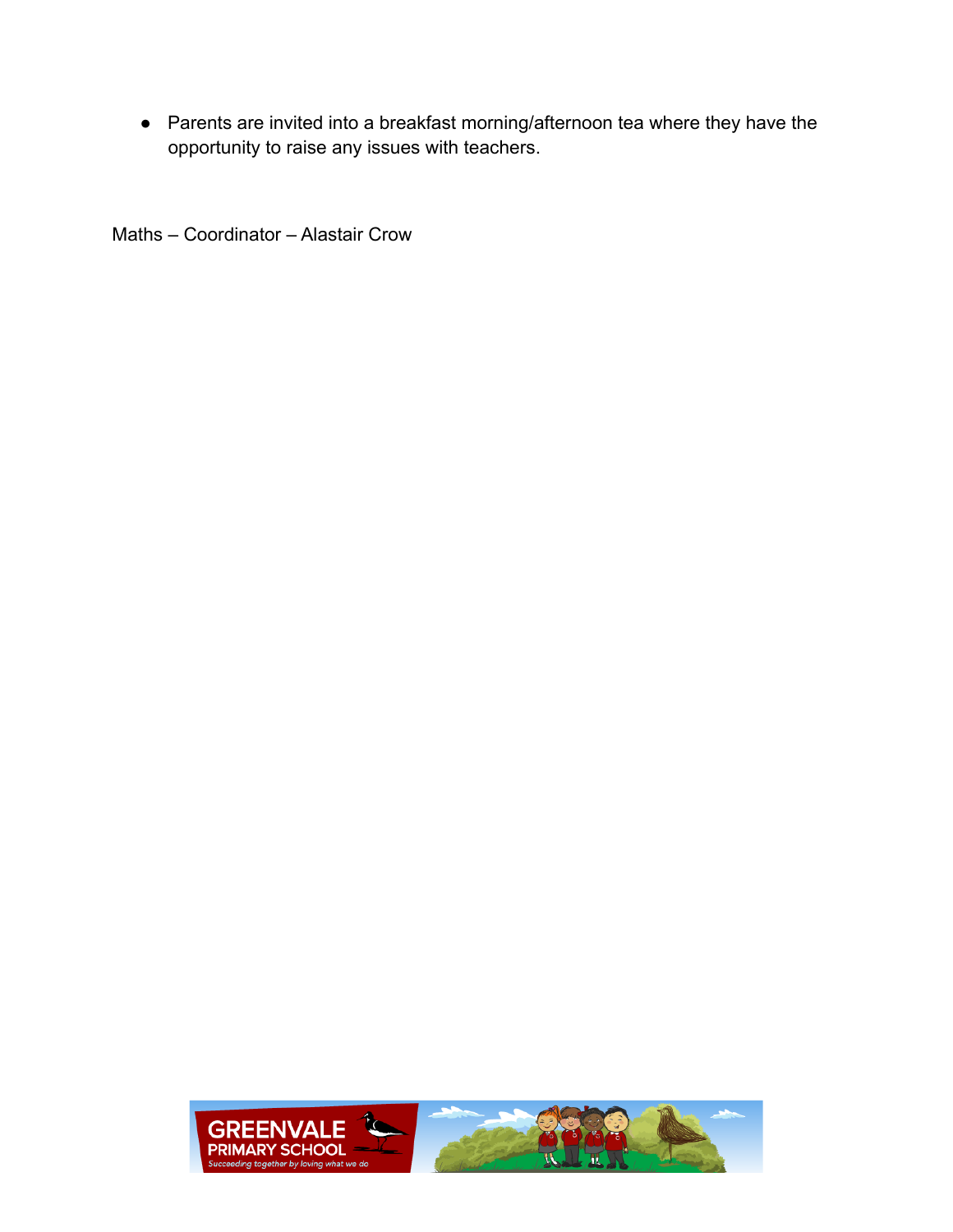- Parents are invited into a breakfast morning/afternoon tea where they have the opportunity to raise any issues with teachers.

Maths – Coordinator – Alastair Crow